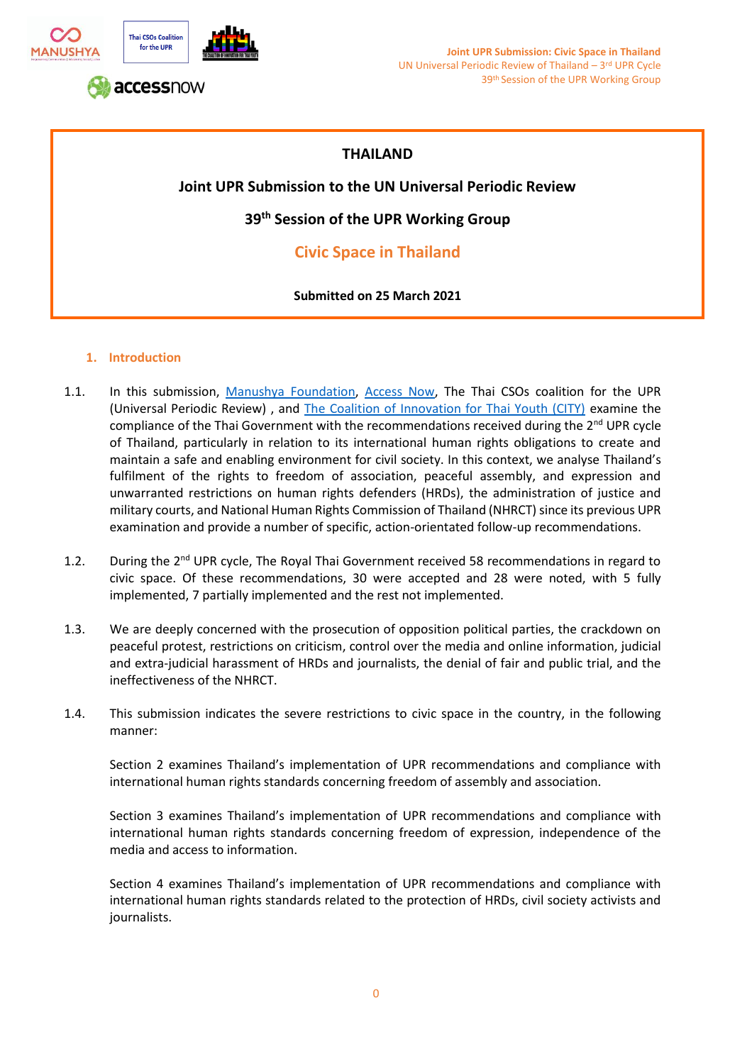# THAILAND

## Joint UPR Submission to the UN Universal Periodic Review

## 39th Session of the UPR Working Group

## Civic Space in Thailand

**Submitted on 25 March 2021**

### 1. Introduction

1.1. In this submission, Manushya Foundation, Access Now, The Thai CSOs coalition for the UPR (Universal Periodic Review) , and The Coalition of Innovation for Thai Youth (CITY) examine the compliance of the Thai Government with the recommendations received during the 2nd UPR cycle of Thailand, particularly in relation to its international human rights obligations to create and maintain a safe and enabling environment for civil society. In this context, we analyse Thailand's fulfilment of the rights to freedom of association, peaceful assembly, and expression and unwarranted restrictions on human rights defenders (HRDs), the administration of justice and military courts, and National Human Rights Commission of Thailand (NHRCT) since its previous UPR examination and provide a number of specific, action-orientated follow-up recommendations.

1.2. During the 2nd UPR cycle, The Royal Thai Government received 58 recommendations in regard to civic space. Of these recommendations, 30 were accepted and 28 were noted, with 5 fully implemented, 7 partially implemented and the rest not implemented.

1.3. We are deeply concerned with the prosecution of opposition political parties, the crackdown on peaceful protest, restrictions on criticism, control over the media and online information, judicial and extra-judicial harassment of HRDs and journalists, the denial of fair and public trial, and the ineffectiveness of the NHRCT.

1.4. This submission indicates the severe restrictions to civic space in the country, in the following manner:

Section 2 examines Thailand's implementation of UPR recommendations and compliance with international human rights standards concerning freedom of assembly and association.

Section 3 examines Thailand's implementation of UPR recommendations and compliance with international human rights standards concerning freedom of expression, independence of the media and access to information.

Section 4 examines Thailand's implementation of UPR recommendations and compliance with international human rights standards related to the protection of HRDs, civil society activists and journalists.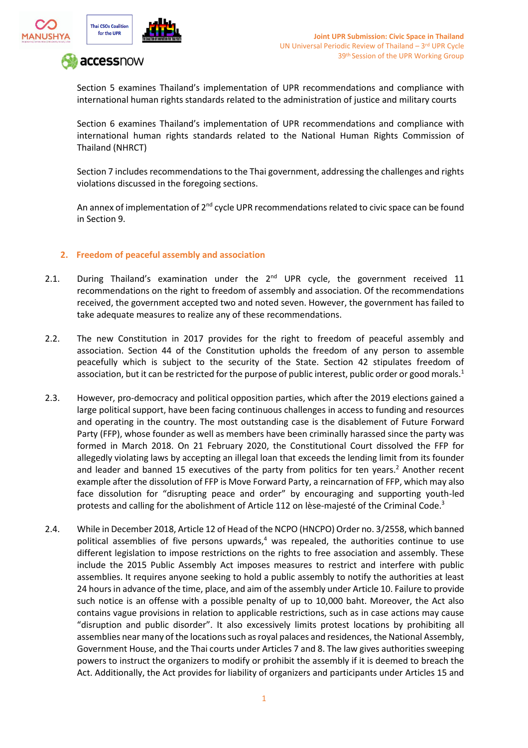Section 5 examines Thailand's implementation of UPR recommendations and compliance with international human rights standards related to the administration of justice and military courts

Section 6 examines Thailand's implementation of UPR recommendations and compliance with international human rights standards related to the National Human Rights Commission of Thailand (NHRCT)

Section 7 includes recommendations to the Thai government, addressing the challenges and rights violations discussed in the foregoing sections.

An annex of implementation of 2nd cycle UPR recommendations related to civic space can be found in Section 9.

## 2. Freedom of peaceful assembly and association

2.1. During Thailand's examination under the 2nd UPR cycle, the government received 11 recommendations on the right to freedom of assembly and association. Of the recommendations received, the government accepted two and noted seven. However, the government has failed to take adequate measures to realize any of these recommendations.

2.2. The new Constitution in 2017 provides for the right to freedom of peaceful assembly and association. Section 44 of the Constitution upholds the freedom of any person to assemble peacefully which is subject to the security of the State. Section 42 stipulates freedom of association, but it can be restricted for the purpose of public interest, public order or good morals.[1]

2.3. However, pro-democracy and political opposition parties, which after the 2019 elections gained a large political support, have been facing continuous challenges in access to funding and resources and operating in the country. The most outstanding case is the disablement of Future Forward Party (FFP), whose founder as well as members have been criminally harassed since the party was formed in March 2018. On 21 February 2020, the Constitutional Court dissolved the FFP for allegedly violating laws by accepting an illegal loan that exceeds the lending limit from its founder and leader and banned 15 executives of the party from politics for ten years.[2] Another recent example after the dissolution of FFP is Move Forward Party, a reincarnation of FFP, which may also face dissolution for "disrupting peace and order" by encouraging and supporting youth-led protests and calling for the abolishment of Article 112 on lèse-majesté of the Criminal Code.[3]

2.4. While in December 2018, Article 12 of Head of the NCPO (HNCPO) Order no. 3/2558, which banned political assemblies of five persons upwards,[4] was repealed, the authorities continue to use different legislation to impose restrictions on the rights to free association and assembly. These include the 2015 Public Assembly Act imposes measures to restrict and interfere with public assemblies. It requires anyone seeking to hold a public assembly to notify the authorities at least 24 hours in advance of the time, place, and aim of the assembly under Article 10. Failure to provide such notice is an offense with a possible penalty of up to 10,000 baht. Moreover, the Act also contains vague provisions in relation to applicable restrictions, such as in case actions may cause "disruption and public disorder". It also excessively limits protest locations by prohibiting all assemblies near many of the locations such as royal palaces and residences, the National Assembly, Government House, and the Thai courts under Articles 7 and 8. The law gives authorities sweeping powers to instruct the organizers to modify or prohibit the assembly if it is deemed to breach the Act. Additionally, the Act provides for liability of organizers and participants under Articles 15 and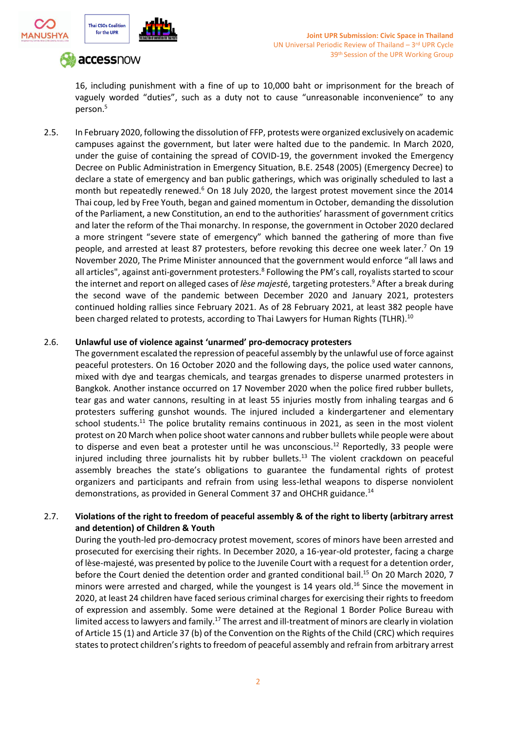16, including punishment with a fine of up to 10,000 baht or imprisonment for the breach of vaguely worded "duties", such as a duty not to cause "unreasonable inconvenience" to any person.[5]

2.5. In February 2020, following the dissolution of FFP, protests were organized exclusively on academic campuses against the government, but later were halted due to the pandemic. In March 2020, under the guise of containing the spread of COVID-19, the government invoked the Emergency Decree on Public Administration in Emergency Situation, B.E. 2548 (2005) (Emergency Decree) to declare a state of emergency and ban public gatherings, which was originally scheduled to last a month but repeatedly renewed.[6] On 18 July 2020, the largest protest movement since the 2014 Thai coup, led by Free Youth, began and gained momentum in October, demanding the dissolution of the Parliament, a new Constitution, an end to the authorities' harassment of government critics and later the reform of the Thai monarchy. In response, the government in October 2020 declared a more stringent "severe state of emergency" which banned the gathering of more than five people, and arrested at least 87 protesters, before revoking this decree one week later.[7] On 19 November 2020, The Prime Minister announced that the government would enforce "all laws and all articles", against anti-government protesters.[8] Following the PM's call, royalists started to scour the internet and report on alleged cases of *lèse majest*é, targeting protesters.[9] After a break during the second wave of the pandemic between December 2020 and January 2021, protesters continued holding rallies since February 2021. As of 28 February 2021, at least 382 people have been charged related to protests, according to Thai Lawyers for Human Rights (TLHR).[10]

2.6. **Unlawful use of violence against 'unarmed' pro-democracy protesters**

The government escalated the repression of peaceful assembly by the unlawful use of force against peaceful protesters. On 16 October 2020 and the following days, the police used water cannons, mixed with dye and teargas chemicals, and teargas grenades to disperse unarmed protesters in Bangkok. Another instance occurred on 17 November 2020 when the police fired rubber bullets, tear gas and water cannons, resulting in at least 55 injuries mostly from inhaling teargas and 6 protesters suffering gunshot wounds. The injured included a kindergartener and elementary school students.[11] The police brutality remains continuous in 2021, as seen in the most violent protest on 20 March when police shoot water cannons and rubber bullets while people were about to disperse and even beat a protester until he was unconscious.[12] Reportedly, 33 people were injured including three journalists hit by rubber bullets.[13] The violent crackdown on peaceful assembly breaches the state's obligations to guarantee the fundamental rights of protest organizers and participants and refrain from using less-lethal weapons to disperse nonviolent demonstrations, as provided in General Comment 37 and OHCHR guidance.[14]

2.7. **Violations of the right to freedom of peaceful assembly & of the right to liberty (arbitrary arrest and detention) of Children & Youth**

During the youth-led pro-democracy protest movement, scores of minors have been arrested and prosecuted for exercising their rights. In December 2020, a 16-year-old protester, facing a charge of lèse-majesté, was presented by police to the Juvenile Court with a request for a detention order, before the Court denied the detention order and granted conditional bail.[15] On 20 March 2020, 7 minors were arrested and charged, while the youngest is 14 years old.[16] Since the movement in 2020, at least 24 children have faced serious criminal charges for exercising their rights to freedom of expression and assembly. Some were detained at the Regional 1 Border Police Bureau with limited access to lawyers and family.[17] The arrest and ill-treatment of minors are clearly in violation of Article 15 (1) and Article 37 (b) of the Convention on the Rights of the Child (CRC) which requires states to protect children's rights to freedom of peaceful assembly and refrain from arbitrary arrest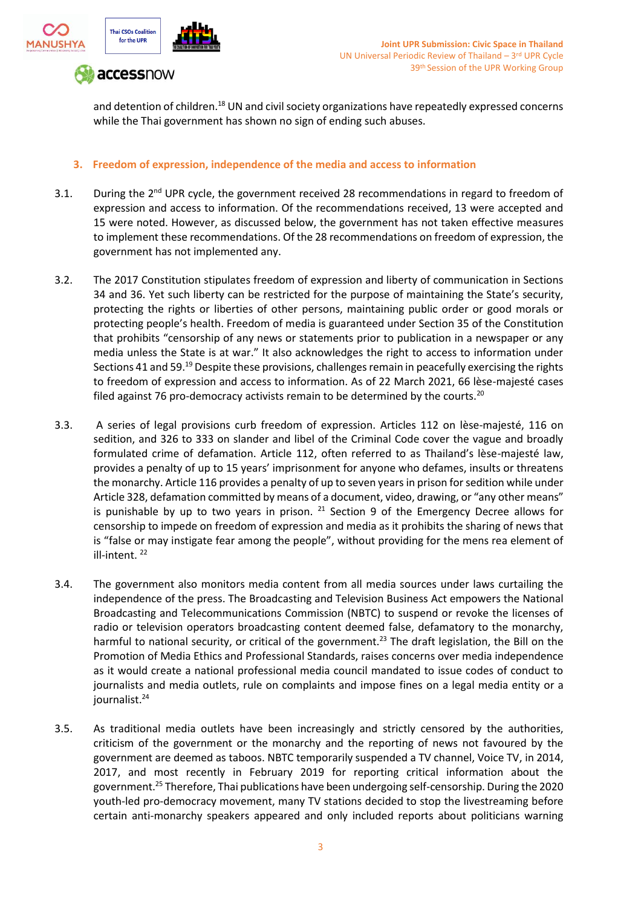and detention of children.[18] UN and civil society organizations have repeatedly expressed concerns while the Thai government has shown no sign of ending such abuses.

### 3. Freedom of expression, independence of the media and access to information

3.1. During the 2nd UPR cycle, the government received 28 recommendations in regard to freedom of expression and access to information. Of the recommendations received, 13 were accepted and 15 were noted. However, as discussed below, the government has not taken effective measures to implement these recommendations. Of the 28 recommendations on freedom of expression, the government has not implemented any.

3.2. The 2017 Constitution stipulates freedom of expression and liberty of communication in Sections 34 and 36. Yet such liberty can be restricted for the purpose of maintaining the State's security, protecting the rights or liberties of other persons, maintaining public order or good morals or protecting people's health. Freedom of media is guaranteed under Section 35 of the Constitution that prohibits "censorship of any news or statements prior to publication in a newspaper or any media unless the State is at war." It also acknowledges the right to access to information under Sections 41 and 59.[19] Despite these provisions, challenges remain in peacefully exercising the rights to freedom of expression and access to information. As of 22 March 2021, 66 lèse-majesté cases filed against 76 pro-democracy activists remain to be determined by the courts.[20]

3.3. A series of legal provisions curb freedom of expression. Articles 112 on lèse-majesté, 116 on sedition, and 326 to 333 on slander and libel of the Criminal Code cover the vague and broadly formulated crime of defamation. Article 112, often referred to as Thailand's lèse-majesté law, provides a penalty of up to 15 years' imprisonment for anyone who defames, insults or threatens the monarchy. Article 116 provides a penalty of up to seven years in prison for sedition while under Article 328, defamation committed by means of a document, video, drawing, or "any other means" is punishable by up to two years in prison. [21] Section 9 of the Emergency Decree allows for censorship to impede on freedom of expression and media as it prohibits the sharing of news that is "false or may instigate fear among the people", without providing for the mens rea element of ill-intent. [22]

3.4. The government also monitors media content from all media sources under laws curtailing the independence of the press. The Broadcasting and Television Business Act empowers the National Broadcasting and Telecommunications Commission (NBTC) to suspend or revoke the licenses of radio or television operators broadcasting content deemed false, defamatory to the monarchy, harmful to national security, or critical of the government.[23] The draft legislation, the Bill on the Promotion of Media Ethics and Professional Standards, raises concerns over media independence as it would create a national professional media council mandated to issue codes of conduct to journalists and media outlets, rule on complaints and impose fines on a legal media entity or a journalist.[24]

3.5. As traditional media outlets have been increasingly and strictly censored by the authorities, criticism of the government or the monarchy and the reporting of news not favoured by the government are deemed as taboos. NBTC temporarily suspended a TV channel, Voice TV, in 2014, 2017, and most recently in February 2019 for reporting critical information about the government.[25] Therefore, Thai publications have been undergoing self-censorship. During the 2020 youth-led pro-democracy movement, many TV stations decided to stop the livestreaming before certain anti-monarchy speakers appeared and only included reports about politicians warning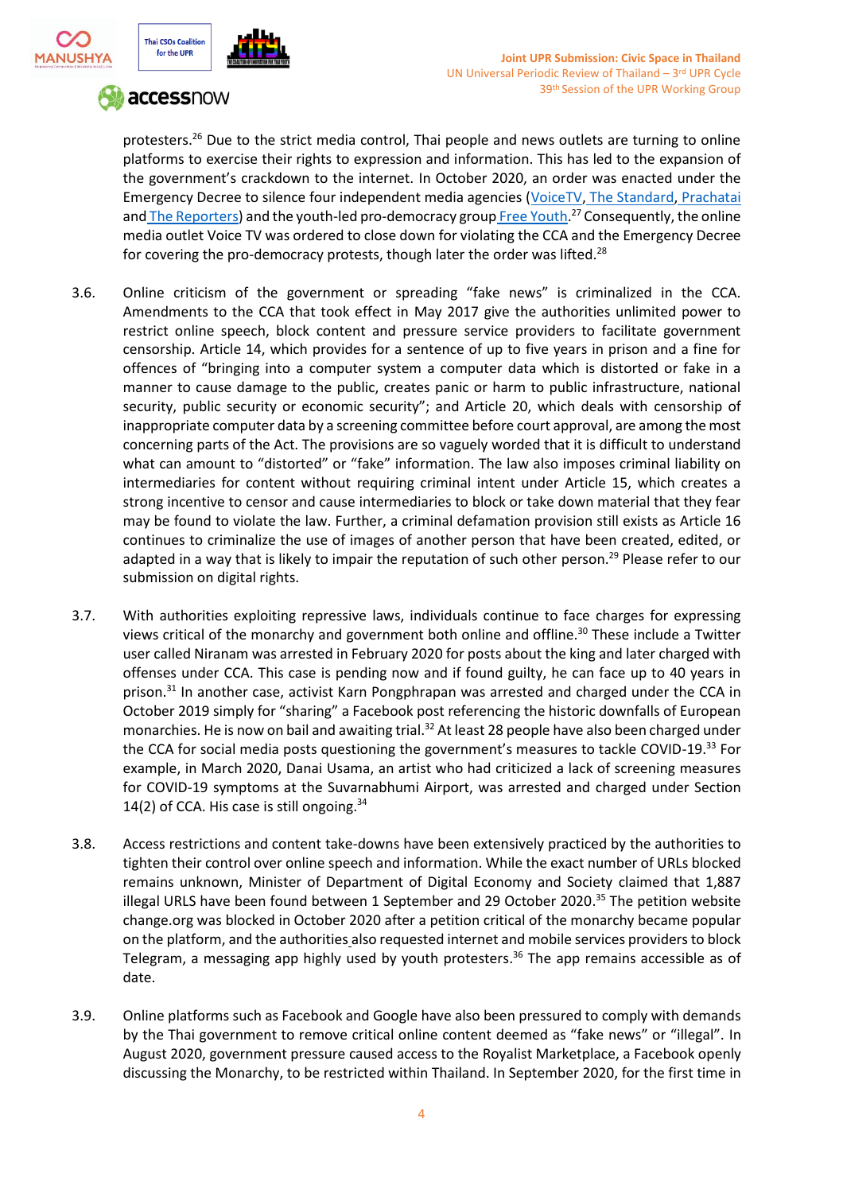protesters.[26] Due to the strict media control, Thai people and news outlets are turning to online platforms to exercise their rights to expression and information. This has led to the expansion of the government's crackdown to the internet. In October 2020, an order was enacted under the Emergency Decree to silence four independent media agencies (VoiceTV, The Standard, Prachatai and The Reporters) and the youth-led pro-democracy group Free Youth.[27] Consequently, the online media outlet Voice TV was ordered to close down for violating the CCA and the Emergency Decree for covering the pro-democracy protests, though later the order was lifted.[28]

3.6. Online criticism of the government or spreading "fake news" is criminalized in the CCA. Amendments to the CCA that took effect in May 2017 give the authorities unlimited power to restrict online speech, block content and pressure service providers to facilitate government censorship. Article 14, which provides for a sentence of up to five years in prison and a fine for offences of "bringing into a computer system a computer data which is distorted or fake in a manner to cause damage to the public, creates panic or harm to public infrastructure, national security, public security or economic security"; and Article 20, which deals with censorship of inappropriate computer data by a screening committee before court approval, are among the most concerning parts of the Act. The provisions are so vaguely worded that it is difficult to understand what can amount to "distorted" or "fake" information. The law also imposes criminal liability on intermediaries for content without requiring criminal intent under Article 15, which creates a strong incentive to censor and cause intermediaries to block or take down material that they fear may be found to violate the law. Further, a criminal defamation provision still exists as Article 16 continues to criminalize the use of images of another person that have been created, edited, or adapted in a way that is likely to impair the reputation of such other person.[29] Please refer to our submission on digital rights.

3.7. With authorities exploiting repressive laws, individuals continue to face charges for expressing views critical of the monarchy and government both online and offline.[30] These include a Twitter user called Niranam was arrested in February 2020 for posts about the king and later charged with offenses under CCA. This case is pending now and if found guilty, he can face up to 40 years in prison.[31] In another case, activist Karn Pongphrapan was arrested and charged under the CCA in October 2019 simply for "sharing" a Facebook post referencing the historic downfalls of European monarchies. He is now on bail and awaiting trial.[32] At least 28 people have also been charged under the CCA for social media posts questioning the government's measures to tackle COVID-19.[33] For example, in March 2020, Danai Usama, an artist who had criticized a lack of screening measures for COVID-19 symptoms at the Suvarnabhumi Airport, was arrested and charged under Section 14(2) of CCA. His case is still ongoing.[34]

3.8. Access restrictions and content take-downs have been extensively practiced by the authorities to tighten their control over online speech and information. While the exact number of URLs blocked remains unknown, Minister of Department of Digital Economy and Society claimed that 1,887 illegal URLS have been found between 1 September and 29 October 2020.[35] The petition website change.org was blocked in October 2020 after a petition critical of the monarchy became popular on the platform, and the authorities also requested internet and mobile services providers to block Telegram, a messaging app highly used by youth protesters.[36] The app remains accessible as of date.

3.9. Online platforms such as Facebook and Google have also been pressured to comply with demands by the Thai government to remove critical online content deemed as "fake news" or "illegal". In August 2020, government pressure caused access to the Royalist Marketplace, a Facebook openly discussing the Monarchy, to be restricted within Thailand. In September 2020, for the first time in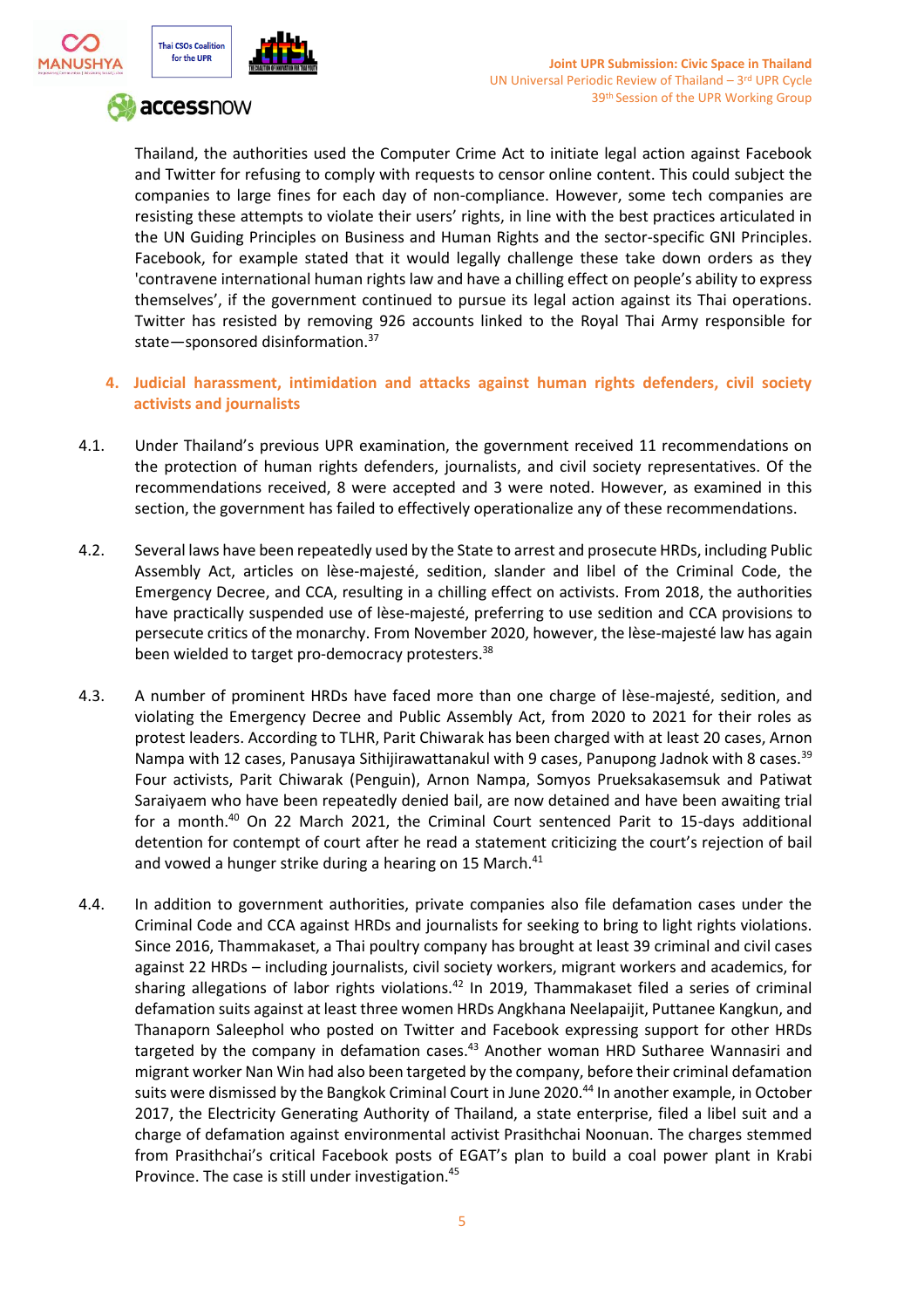Thailand, the authorities used the Computer Crime Act to initiate legal action against Facebook and Twitter for refusing to comply with requests to censor online content. This could subject the companies to large fines for each day of non-compliance. However, some tech companies are resisting these attempts to violate their users' rights, in line with the best practices articulated in the UN Guiding Principles on Business and Human Rights and the sector-specific GNI Principles. Facebook, for example stated that it would legally challenge these take down orders as they 'contravene international human rights law and have a chilling effect on people's ability to express themselves', if the government continued to pursue its legal action against its Thai operations. Twitter has resisted by removing 926 accounts linked to the Royal Thai Army responsible for state—sponsored disinformation.[37]

## 4. Judicial harassment, intimidation and attacks against human rights defenders, civil society activists and journalists

4.1. Under Thailand's previous UPR examination, the government received 11 recommendations on the protection of human rights defenders, journalists, and civil society representatives. Of the recommendations received, 8 were accepted and 3 were noted. However, as examined in this section, the government has failed to effectively operationalize any of these recommendations.

4.2. Several laws have been repeatedly used by the State to arrest and prosecute HRDs, including Public Assembly Act, articles on lèse-majesté, sedition, slander and libel of the Criminal Code, the Emergency Decree, and CCA, resulting in a chilling effect on activists. From 2018, the authorities have practically suspended use of lèse-majesté, preferring to use sedition and CCA provisions to persecute critics of the monarchy. From November 2020, however, the lèse-majesté law has again been wielded to target pro-democracy protesters.[38]

4.3. A number of prominent HRDs have faced more than one charge of lèse-majesté, sedition, and violating the Emergency Decree and Public Assembly Act, from 2020 to 2021 for their roles as protest leaders. According to TLHR, Parit Chiwarak has been charged with at least 20 cases, Arnon Nampa with 12 cases, Panusaya Sithijirawattanakul with 9 cases, Panupong Jadnok with 8 cases.[39] Four activists, Parit Chiwarak (Penguin), Arnon Nampa, Somyos Prueksakasemsuk and Patiwat Saraiyaem who have been repeatedly denied bail, are now detained and have been awaiting trial for a month.[40] On 22 March 2021, the Criminal Court sentenced Parit to 15-days additional detention for contempt of court after he read a statement criticizing the court's rejection of bail and vowed a hunger strike during a hearing on 15 March.[41]

4.4. In addition to government authorities, private companies also file defamation cases under the Criminal Code and CCA against HRDs and journalists for seeking to bring to light rights violations. Since 2016, Thammakaset, a Thai poultry company has brought at least 39 criminal and civil cases against 22 HRDs – including journalists, civil society workers, migrant workers and academics, for sharing allegations of labor rights violations.[42] In 2019, Thammakaset filed a series of criminal defamation suits against at least three women HRDs Angkhana Neelapaijit, Puttanee Kangkun, and Thanaporn Saleephol who posted on Twitter and Facebook expressing support for other HRDs targeted by the company in defamation cases.[43] Another woman HRD Sutharee Wannasiri and migrant worker Nan Win had also been targeted by the company, before their criminal defamation suits were dismissed by the Bangkok Criminal Court in June 2020.[44] In another example, in October 2017, the Electricity Generating Authority of Thailand, a state enterprise, filed a libel suit and a charge of defamation against environmental activist Prasithchai Noonuan. The charges stemmed from Prasithchai's critical Facebook posts of EGAT's plan to build a coal power plant in Krabi Province. The case is still under investigation.[45]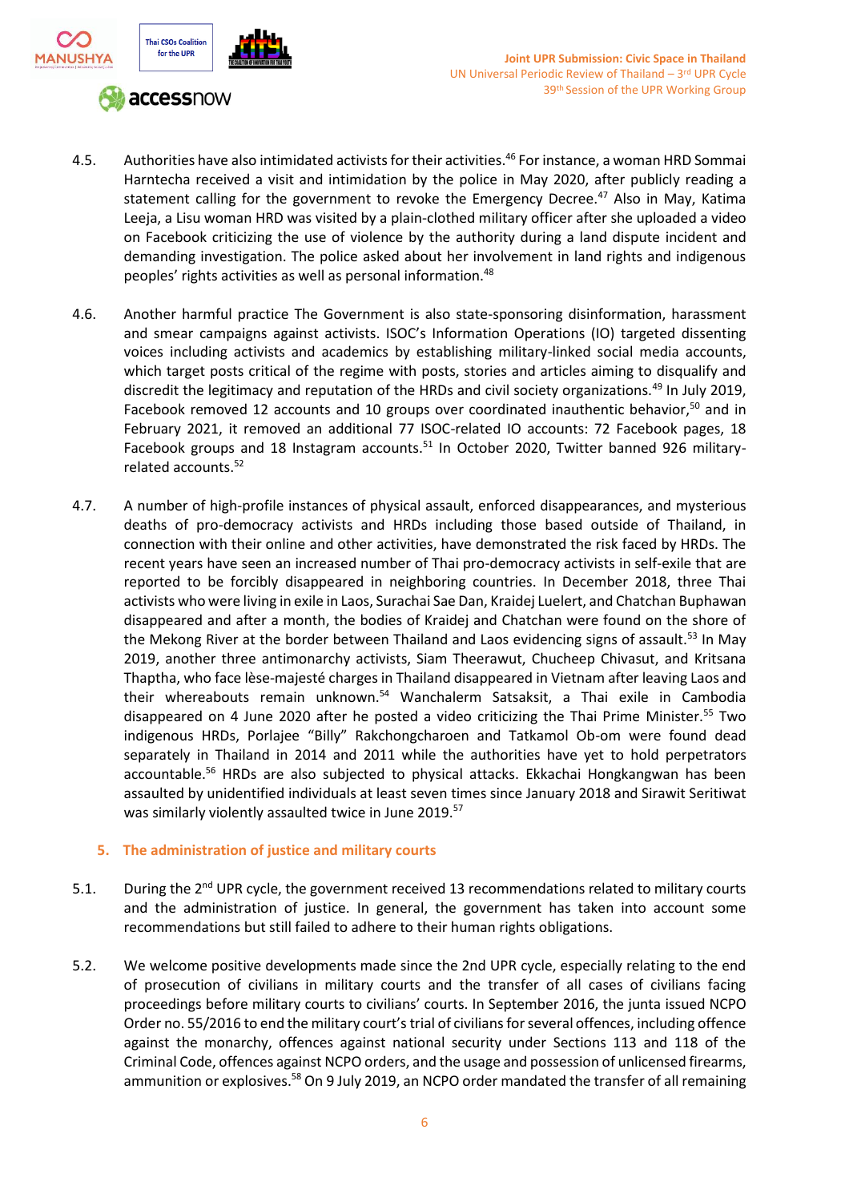4.5. Authorities have also intimidated activists for their activities.[46] For instance, a woman HRD Sommai Harntecha received a visit and intimidation by the police in May 2020, after publicly reading a statement calling for the government to revoke the Emergency Decree.[47] Also in May, Katima Leeja, a Lisu woman HRD was visited by a plain-clothed military officer after she uploaded a video on Facebook criticizing the use of violence by the authority during a land dispute incident and demanding investigation. The police asked about her involvement in land rights and indigenous peoples' rights activities as well as personal information.[48]

4.6. Another harmful practice The Government is also state-sponsoring disinformation, harassment and smear campaigns against activists. ISOC's Information Operations (IO) targeted dissenting voices including activists and academics by establishing military-linked social media accounts, which target posts critical of the regime with posts, stories and articles aiming to disqualify and discredit the legitimacy and reputation of the HRDs and civil society organizations.[49] In July 2019, Facebook removed 12 accounts and 10 groups over coordinated inauthentic behavior,[50] and in February 2021, it removed an additional 77 ISOC-related IO accounts: 72 Facebook pages, 18 Facebook groups and 18 Instagram accounts.[51] In October 2020, Twitter banned 926 military-related accounts.[52]

4.7. A number of high-profile instances of physical assault, enforced disappearances, and mysterious deaths of pro-democracy activists and HRDs including those based outside of Thailand, in connection with their online and other activities, have demonstrated the risk faced by HRDs. The recent years have seen an increased number of Thai pro-democracy activists in self-exile that are reported to be forcibly disappeared in neighboring countries. In December 2018, three Thai activists who were living in exile in Laos, Surachai Sae Dan, Kraidej Luelert, and Chatchan Buphawan disappeared and after a month, the bodies of Kraidej and Chatchan were found on the shore of the Mekong River at the border between Thailand and Laos evidencing signs of assault.[53] In May 2019, another three antimonarchy activists, Siam Theerawut, Chucheep Chivasut, and Kritsana Thaptha, who face lèse-majesté charges in Thailand disappeared in Vietnam after leaving Laos and their whereabouts remain unknown.[54] Wanchalerm Satsaksit, a Thai exile in Cambodia disappeared on 4 June 2020 after he posted a video criticizing the Thai Prime Minister.[55] Two indigenous HRDs, Porlajee "Billy" Rakchongcharoen and Tatkamol Ob-om were found dead separately in Thailand in 2014 and 2011 while the authorities have yet to hold perpetrators accountable.[56] HRDs are also subjected to physical attacks. Ekkachai Hongkangwan has been assaulted by unidentified individuals at least seven times since January 2018 and Sirawit Seritiwat was similarly violently assaulted twice in June 2019.[57]

## 5. The administration of justice and military courts

5.1. During the 2nd UPR cycle, the government received 13 recommendations related to military courts and the administration of justice. In general, the government has taken into account some recommendations but still failed to adhere to their human rights obligations.

5.2. We welcome positive developments made since the 2nd UPR cycle, especially relating to the end of prosecution of civilians in military courts and the transfer of all cases of civilians facing proceedings before military courts to civilians' courts. In September 2016, the junta issued NCPO Order no. 55/2016 to end the military court's trial of civilians for several offences, including offence against the monarchy, offences against national security under Sections 113 and 118 of the Criminal Code, offences against NCPO orders, and the usage and possession of unlicensed firearms, ammunition or explosives.[58] On 9 July 2019, an NCPO order mandated the transfer of all remaining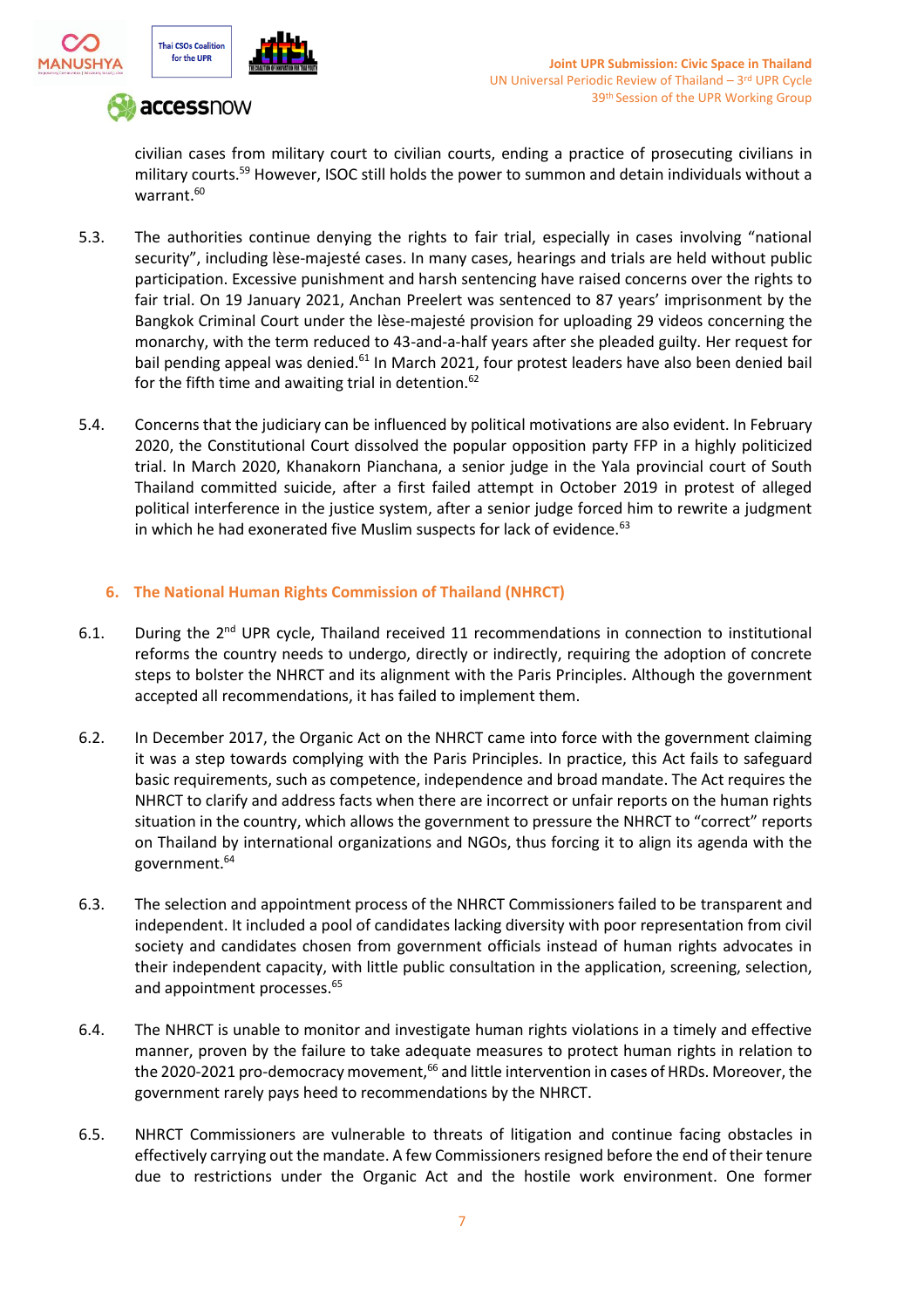civilian cases from military court to civilian courts, ending a practice of prosecuting civilians in military courts.[59] However, ISOC still holds the power to summon and detain individuals without a warrant.[60]

5.3. The authorities continue denying the rights to fair trial, especially in cases involving "national security", including lèse-majesté cases. In many cases, hearings and trials are held without public participation. Excessive punishment and harsh sentencing have raised concerns over the rights to fair trial. On 19 January 2021, Anchan Preelert was sentenced to 87 years' imprisonment by the Bangkok Criminal Court under the lèse-majesté provision for uploading 29 videos concerning the monarchy, with the term reduced to 43-and-a-half years after she pleaded guilty. Her request for bail pending appeal was denied.[61] In March 2021, four protest leaders have also been denied bail for the fifth time and awaiting trial in detention.[62]

5.4. Concerns that the judiciary can be influenced by political motivations are also evident. In February 2020, the Constitutional Court dissolved the popular opposition party FFP in a highly politicized trial. In March 2020, Khanakorn Pianchana, a senior judge in the Yala provincial court of South Thailand committed suicide, after a first failed attempt in October 2019 in protest of alleged political interference in the justice system, after a senior judge forced him to rewrite a judgment in which he had exonerated five Muslim suspects for lack of evidence.[63]

## 6. The National Human Rights Commission of Thailand (NHRCT)

6.1. During the 2nd UPR cycle, Thailand received 11 recommendations in connection to institutional reforms the country needs to undergo, directly or indirectly, requiring the adoption of concrete steps to bolster the NHRCT and its alignment with the Paris Principles. Although the government accepted all recommendations, it has failed to implement them.

6.2. In December 2017, the Organic Act on the NHRCT came into force with the government claiming it was a step towards complying with the Paris Principles. In practice, this Act fails to safeguard basic requirements, such as competence, independence and broad mandate. The Act requires the NHRCT to clarify and address facts when there are incorrect or unfair reports on the human rights situation in the country, which allows the government to pressure the NHRCT to "correct" reports on Thailand by international organizations and NGOs, thus forcing it to align its agenda with the government.[64]

6.3. The selection and appointment process of the NHRCT Commissioners failed to be transparent and independent. It included a pool of candidates lacking diversity with poor representation from civil society and candidates chosen from government officials instead of human rights advocates in their independent capacity, with little public consultation in the application, screening, selection, and appointment processes.[65]

6.4. The NHRCT is unable to monitor and investigate human rights violations in a timely and effective manner, proven by the failure to take adequate measures to protect human rights in relation to the 2020-2021 pro-democracy movement,[66] and little intervention in cases of HRDs. Moreover, the government rarely pays heed to recommendations by the NHRCT.

6.5. NHRCT Commissioners are vulnerable to threats of litigation and continue facing obstacles in effectively carrying out the mandate. A few Commissioners resigned before the end of their tenure due to restrictions under the Organic Act and the hostile work environment. One former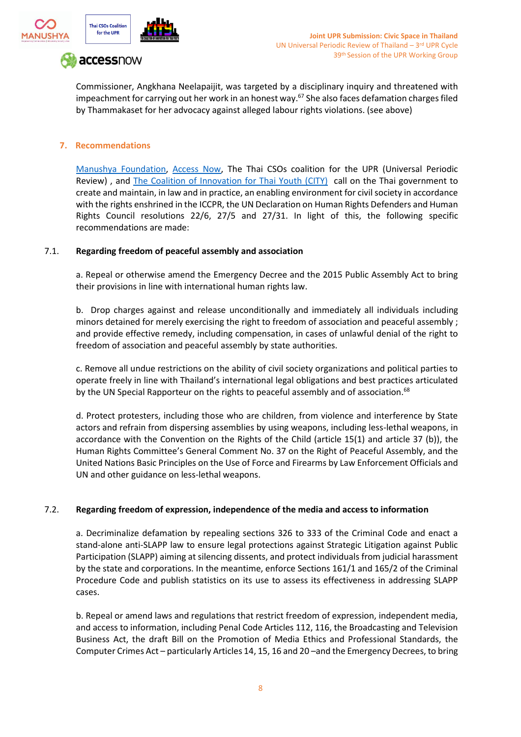Commissioner, Angkhana Neelapaijit, was targeted by a disciplinary inquiry and threatened with impeachment for carrying out her work in an honest way.[67] She also faces defamation charges filed by Thammakaset for her advocacy against alleged labour rights violations. (see above)

## 7. Recommendations

Manushya Foundation, Access Now, The Thai CSOs coalition for the UPR (Universal Periodic Review) , and The Coalition of Innovation for Thai Youth (CITY) call on the Thai government to create and maintain, in law and in practice, an enabling environment for civil society in accordance with the rights enshrined in the ICCPR, the UN Declaration on Human Rights Defenders and Human Rights Council resolutions 22/6, 27/5 and 27/31. In light of this, the following specific recommendations are made:

### 7.1. Regarding freedom of peaceful assembly and association

a. Repeal or otherwise amend the Emergency Decree and the 2015 Public Assembly Act to bring their provisions in line with international human rights law.

b. Drop charges against and release unconditionally and immediately all individuals including minors detained for merely exercising the right to freedom of association and peaceful assembly ; and provide effective remedy, including compensation, in cases of unlawful denial of the right to freedom of association and peaceful assembly by state authorities.

c. Remove all undue restrictions on the ability of civil society organizations and political parties to operate freely in line with Thailand's international legal obligations and best practices articulated by the UN Special Rapporteur on the rights to peaceful assembly and of association.[68]

d. Protect protesters, including those who are children, from violence and interference by State actors and refrain from dispersing assemblies by using weapons, including less-lethal weapons, in accordance with the Convention on the Rights of the Child (article 15(1) and article 37 (b)), the Human Rights Committee's General Comment No. 37 on the Right of Peaceful Assembly, and the United Nations Basic Principles on the Use of Force and Firearms by Law Enforcement Officials and UN and other guidance on less-lethal weapons.

### 7.2. Regarding freedom of expression, independence of the media and access to information

a. Decriminalize defamation by repealing sections 326 to 333 of the Criminal Code and enact a stand-alone anti-SLAPP law to ensure legal protections against Strategic Litigation against Public Participation (SLAPP) aiming at silencing dissents, and protect individuals from judicial harassment by the state and corporations. In the meantime, enforce Sections 161/1 and 165/2 of the Criminal Procedure Code and publish statistics on its use to assess its effectiveness in addressing SLAPP cases.

b. Repeal or amend laws and regulations that restrict freedom of expression, independent media, and access to information, including Penal Code Articles 112, 116, the Broadcasting and Television Business Act, the draft Bill on the Promotion of Media Ethics and Professional Standards, the Computer Crimes Act – particularly Articles 14, 15, 16 and 20 –and the Emergency Decrees, to bring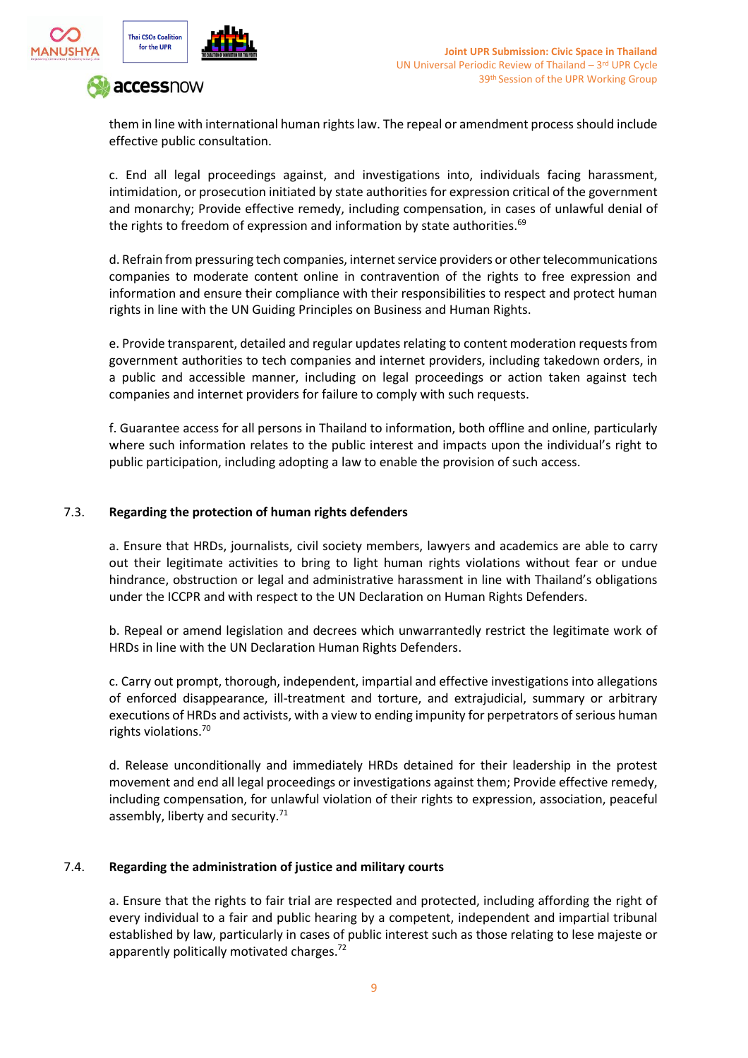them in line with international human rights law. The repeal or amendment process should include effective public consultation.

c. End all legal proceedings against, and investigations into, individuals facing harassment, intimidation, or prosecution initiated by state authorities for expression critical of the government and monarchy; Provide effective remedy, including compensation, in cases of unlawful denial of the rights to freedom of expression and information by state authorities.[69]

d. Refrain from pressuring tech companies, internet service providers or other telecommunications companies to moderate content online in contravention of the rights to free expression and information and ensure their compliance with their responsibilities to respect and protect human rights in line with the UN Guiding Principles on Business and Human Rights.

e. Provide transparent, detailed and regular updates relating to content moderation requests from government authorities to tech companies and internet providers, including takedown orders, in a public and accessible manner, including on legal proceedings or action taken against tech companies and internet providers for failure to comply with such requests.

f. Guarantee access for all persons in Thailand to information, both offline and online, particularly where such information relates to the public interest and impacts upon the individual's right to public participation, including adopting a law to enable the provision of such access.

### 7.3. Regarding the protection of human rights defenders

a. Ensure that HRDs, journalists, civil society members, lawyers and academics are able to carry out their legitimate activities to bring to light human rights violations without fear or undue hindrance, obstruction or legal and administrative harassment in line with Thailand's obligations under the ICCPR and with respect to the UN Declaration on Human Rights Defenders.

b. Repeal or amend legislation and decrees which unwarrantedly restrict the legitimate work of HRDs in line with the UN Declaration Human Rights Defenders.

c. Carry out prompt, thorough, independent, impartial and effective investigations into allegations of enforced disappearance, ill-treatment and torture, and extrajudicial, summary or arbitrary executions of HRDs and activists, with a view to ending impunity for perpetrators of serious human rights violations.[70]

d. Release unconditionally and immediately HRDs detained for their leadership in the protest movement and end all legal proceedings or investigations against them; Provide effective remedy, including compensation, for unlawful violation of their rights to expression, association, peaceful assembly, liberty and security.[71]

### 7.4. Regarding the administration of justice and military courts

a. Ensure that the rights to fair trial are respected and protected, including affording the right of every individual to a fair and public hearing by a competent, independent and impartial tribunal established by law, particularly in cases of public interest such as those relating to lese majeste or apparently politically motivated charges.[72]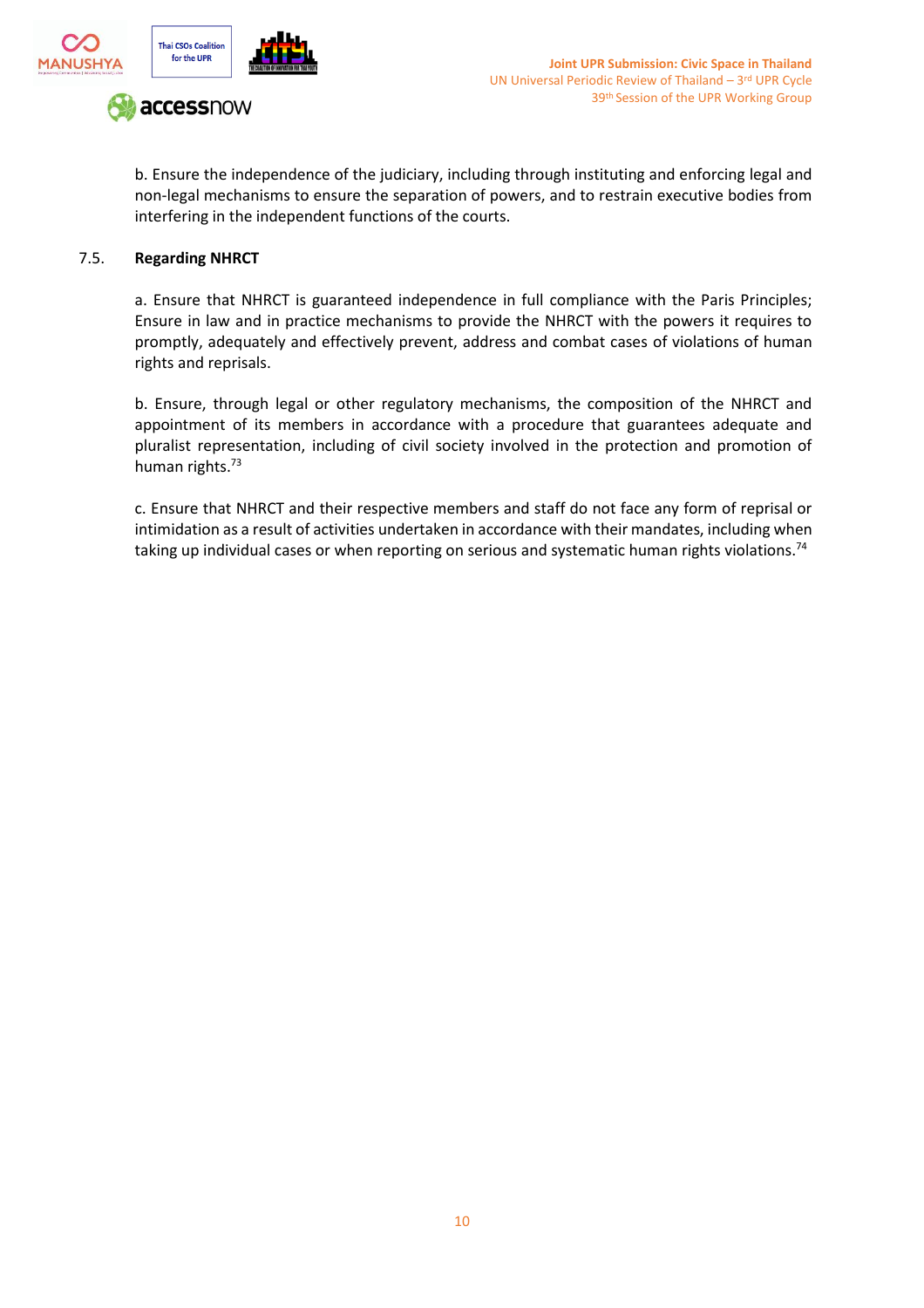b. Ensure the independence of the judiciary, including through instituting and enforcing legal and non-legal mechanisms to ensure the separation of powers, and to restrain executive bodies from interfering in the independent functions of the courts.

7.5. **Regarding NHRCT**

a. Ensure that NHRCT is guaranteed independence in full compliance with the Paris Principles; Ensure in law and in practice mechanisms to provide the NHRCT with the powers it requires to promptly, adequately and effectively prevent, address and combat cases of violations of human rights and reprisals.

b. Ensure, through legal or other regulatory mechanisms, the composition of the NHRCT and appointment of its members in accordance with a procedure that guarantees adequate and pluralist representation, including of civil society involved in the protection and promotion of human rights.[73]

c. Ensure that NHRCT and their respective members and staff do not face any form of reprisal or intimidation as a result of activities undertaken in accordance with their mandates, including when taking up individual cases or when reporting on serious and systematic human rights violations.[74]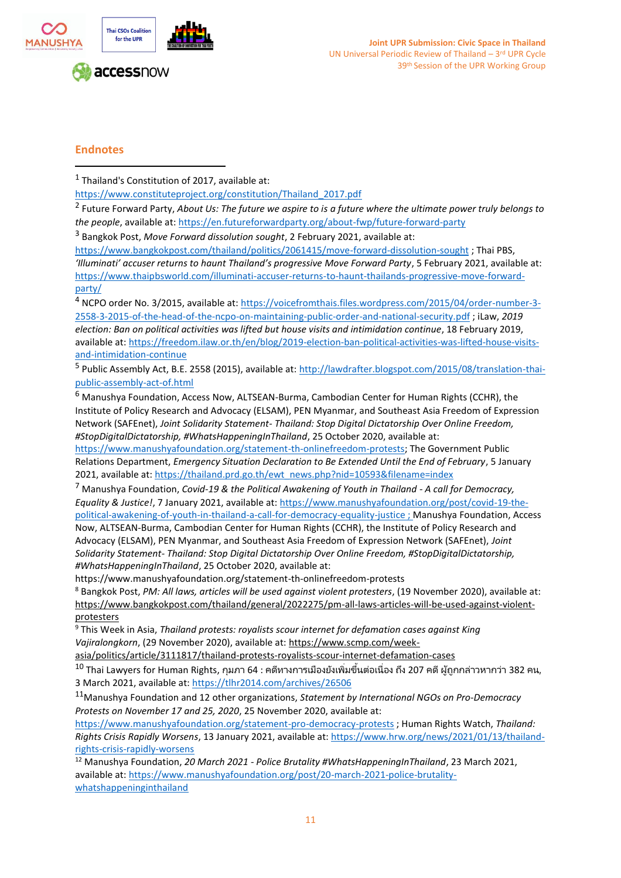## Endnotes

[1] Thailand's Constitution of 2017, available at: https://www.constituteproject.org/constitution/Thailand_2017.pdf

[2] Future Forward Party, *About Us: The future we aspire to is a future where the ultimate power truly belongs to the people*, available at: https://en.futureforwardparty.org/about-fwp/future-forward-party

[3] Bangkok Post, *Move Forward dissolution sought*, 2 February 2021, available at: https://www.bangkokpost.com/thailand/politics/2061415/move-forward-dissolution-sought ; Thai PBS, *'Illuminati' accuser returns to haunt Thailand's progressive Move Forward Party*, 5 February 2021, available at: https://www.thaipbsworld.com/illuminati-accuser-returns-to-haunt-thailands-progressive-move-forward-party/

[4] NCPO order No. 3/2015, available at: https://voicefromthais.files.wordpress.com/2015/04/order-number-3-2558-3-2015-of-the-head-of-the-ncpo-on-maintaining-public-order-and-national-security.pdf ; iLaw, *2019 election: Ban on political activities was lifted but house visits and intimidation continue*, 18 February 2019, available at: https://freedom.ilaw.or.th/en/blog/2019-election-ban-political-activities-was-lifted-house-visits-and-intimidation-continue

[5] Public Assembly Act, B.E. 2558 (2015), available at: http://lawdrafter.blogspot.com/2015/08/translation-thai-public-assembly-act-of.html

[6] Manushya Foundation, Access Now, ALTSEAN-Burma, Cambodian Center for Human Rights (CCHR), the Institute of Policy Research and Advocacy (ELSAM), PEN Myanmar, and Southeast Asia Freedom of Expression Network (SAFEnet), *Joint Solidarity Statement- Thailand: Stop Digital Dictatorship Over Online Freedom, #StopDigitalDictatorship, #WhatsHappeningInThailand*, 25 October 2020, available at: https://www.manushyafoundation.org/statement-th-onlinefreedom-protests; The Government Public Relations Department, *Emergency Situation Declaration to Be Extended Until the End of February*, 5 January 2021, available at: https://thailand.prd.go.th/ewt_news.php?nid=10593&filename=index

[7] Manushya Foundation, *Covid-19 & the Political Awakening of Youth in Thailand - A call for Democracy, Equality & Justice!*, 7 January 2021, available at: https://www.manushyafoundation.org/post/covid-19-the-political-awakening-of-youth-in-thailand-a-call-for-democracy-equality-justice ; Manushya Foundation, Access Now, ALTSEAN-Burma, Cambodian Center for Human Rights (CCHR), the Institute of Policy Research and Advocacy (ELSAM), PEN Myanmar, and Southeast Asia Freedom of Expression Network (SAFEnet), *Joint Solidarity Statement- Thailand: Stop Digital Dictatorship Over Online Freedom, #StopDigitalDictatorship, #WhatsHappeningInThailand*, 25 October 2020, available at: https://www.manushyafoundation.org/statement-th-onlinefreedom-protests

[8] Bangkok Post, *PM: All laws, articles will be used against violent protesters*, (19 November 2020), available at: https://www.bangkokpost.com/thailand/general/2022275/pm-all-laws-articles-will-be-used-against-violent-protesters

[9] This Week in Asia, *Thailand protests: royalists scour internet for defamation cases against King Vajiralongkorn*, (29 November 2020), available at: https://www.scmp.com/week-asia/politics/article/3111817/thailand-protests-royalists-scour-internet-defamation-cases

[10] Thai Lawyers for Human Rights, กุมภา 64 : คดีทางการเมืองยังเพิ่มขึ้นต่อเนื่อง ถึง 207 คดี ผู้ถูกกล่าวหากว่า 382 คน, 3 March 2021, available at: https://tlhr2014.com/archives/26506

[11] Manushya Foundation and 12 other organizations, *Statement by International NGOs on Pro-Democracy Protests on November 17 and 25, 2020*, 25 November 2020, available at: https://www.manushyafoundation.org/statement-pro-democracy-protests ; Human Rights Watch, *Thailand: Rights Crisis Rapidly Worsens*, 13 January 2021, available at: https://www.hrw.org/news/2021/01/13/thailand-rights-crisis-rapidly-worsens

[12] Manushya Foundation, *20 March 2021 - Police Brutality #WhatsHappeningInThailand*, 23 March 2021, available at: https://www.manushyafoundation.org/post/20-march-2021-police-brutality-whatshappeninginthailand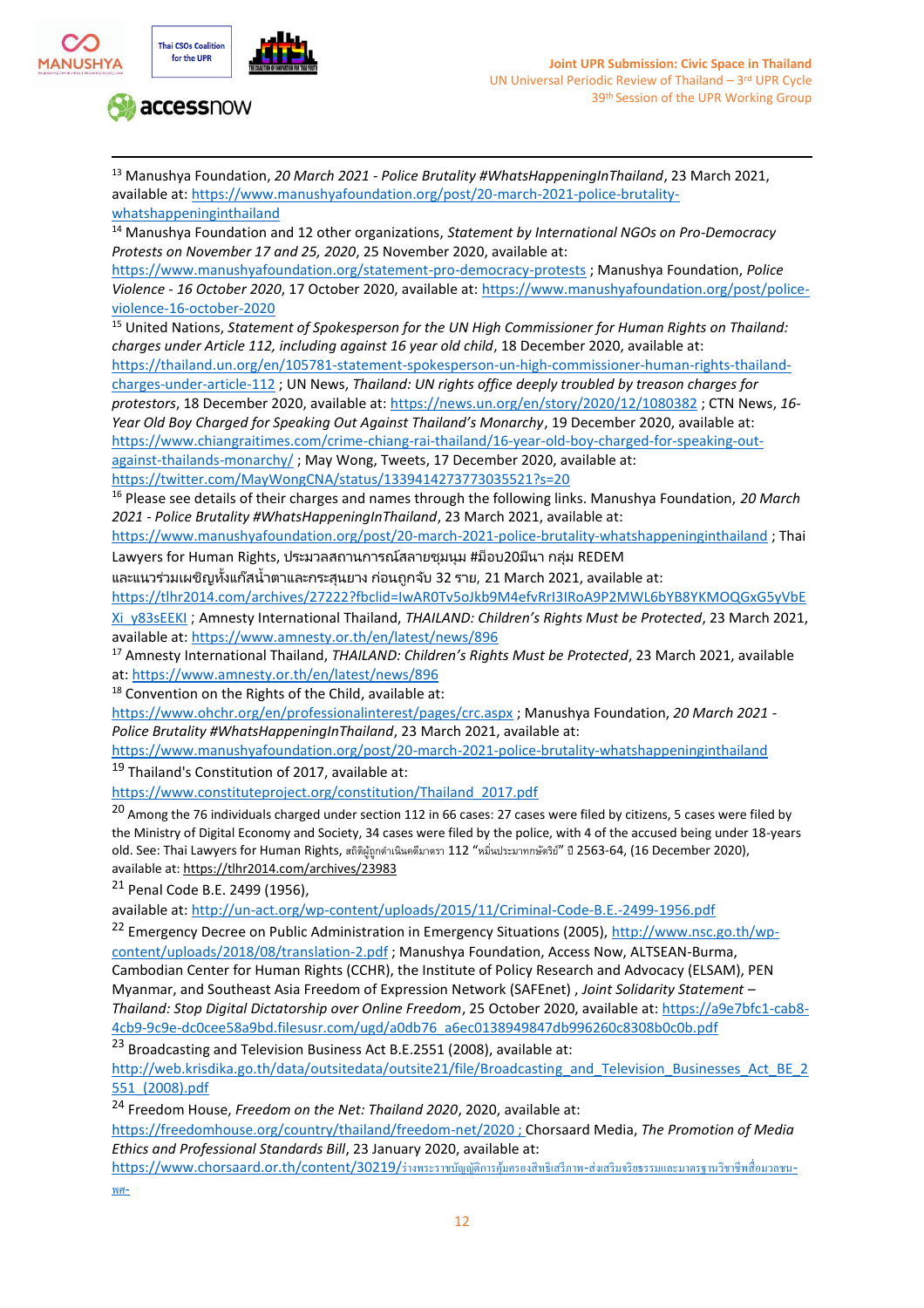[13] Manushya Foundation, *20 March 2021 - Police Brutality #WhatsHappeningInThailand*, 23 March 2021, available at: https://www.manushyafoundation.org/post/20-march-2021-police-brutality-whatshappeninginthailand

[14] Manushya Foundation and 12 other organizations, *Statement by International NGOs on Pro-Democracy Protests on November 17 and 25, 2020*, 25 November 2020, available at: https://www.manushyafoundation.org/statement-pro-democracy-protests ; Manushya Foundation, *Police Violence - 16 October 2020*, 17 October 2020, available at: https://www.manushyafoundation.org/post/police-violence-16-october-2020

[15] United Nations, *Statement of Spokesperson for the UN High Commissioner for Human Rights on Thailand: charges under Article 112, including against 16 year old child*, 18 December 2020, available at: https://thailand.un.org/en/105781-statement-spokesperson-un-high-commissioner-human-rights-thailand-charges-under-article-112 ; UN News, *Thailand: UN rights office deeply troubled by treason charges for protestors*, 18 December 2020, available at: https://news.un.org/en/story/2020/12/1080382 ; CTN News, *16-Year Old Boy Charged for Speaking Out Against Thailand's Monarchy*, 19 December 2020, available at: https://www.chiangraitimes.com/crime-chiang-rai-thailand/16-year-old-boy-charged-for-speaking-out-against-thailands-monarchy/ ; May Wong, Tweets, 17 December 2020, available at: https://twitter.com/MayWongCNA/status/1339414273773035521?s=20

[16] Please see details of their charges and names through the following links. Manushya Foundation, *20 March 2021 - Police Brutality #WhatsHappeningInThailand*, 23 March 2021, available at: https://www.manushyafoundation.org/post/20-march-2021-police-brutality-whatshappeninginthailand ; Thai Lawyers for Human Rights, ประมวลสถานการณ์สลายชุมนุม #ม็อบ20มีนา กลุ่ม REDEM และแนวร่วมเผชิญทั้งแก๊สน้ำตาและกระสุนยาง ก่อนถูกจับ 32 ราย, 21 March 2021, available at: https://tlhr2014.com/archives/27222?fbclid=IwAR0Tv5oJkb9M4efvRrI3IRoA9P2MWL6bYB8YKMOQGxG5yVbEXi_y83sEEKI ; Amnesty International Thailand, *THAILAND: Children's Rights Must be Protected*, 23 March 2021, available at: https://www.amnesty.or.th/en/latest/news/896

[17] Amnesty International Thailand, *THAILAND: Children's Rights Must be Protected*, 23 March 2021, available at: https://www.amnesty.or.th/en/latest/news/896

[18] Convention on the Rights of the Child, available at: https://www.ohchr.org/en/professionalinterest/pages/crc.aspx ; Manushya Foundation, *20 March 2021 - Police Brutality #WhatsHappeningInThailand*, 23 March 2021, available at: https://www.manushyafoundation.org/post/20-march-2021-police-brutality-whatshappeninginthailand

[19] Thailand's Constitution of 2017, available at: https://www.constituteproject.org/constitution/Thailand_2017.pdf

[20] Among the 76 individuals charged under section 112 in 66 cases: 27 cases were filed by citizens, 5 cases were filed by the Ministry of Digital Economy and Society, 34 cases were filed by the police, with 4 of the accused being under 18-years old. See: Thai Lawyers for Human Rights, สถิติผู้ถูกดำเนินคดีมาตรา 112 "หมิ่นประมาทกษัตริย์" ปี 2563-64, (16 December 2020), available at: https://tlhr2014.com/archives/23983

[21] Penal Code B.E. 2499 (1956), available at: http://un-act.org/wp-content/uploads/2015/11/Criminal-Code-B.E.-2499-1956.pdf

[22] Emergency Decree on Public Administration in Emergency Situations (2005), http://www.nsc.go.th/wp-content/uploads/2018/08/translation-2.pdf ; Manushya Foundation, Access Now, ALTSEAN-Burma, Cambodian Center for Human Rights (CCHR), the Institute of Policy Research and Advocacy (ELSAM), PEN Myanmar, and Southeast Asia Freedom of Expression Network (SAFEnet) , *Joint Solidarity Statement – Thailand: Stop Digital Dictatorship over Online Freedom*, 25 October 2020, available at: https://a9e7bfc1-cab8-4cb9-9c9e-dc0cee58a9bd.filesusr.com/ugd/a0db76_a6ec0138949847db996260c8308b0c0b.pdf

[23] Broadcasting and Television Business Act B.E.2551 (2008), available at: http://web.krisdika.go.th/data/outsitedata/outsite21/file/Broadcasting_and_Television_Businesses_Act_BE_2551_(2008).pdf

[24] Freedom House, *Freedom on the Net: Thailand 2020*, 2020, available at: https://freedomhouse.org/country/thailand/freedom-net/2020 ; Chorsaard Media, *The Promotion of Media Ethics and Professional Standards Bill*, 23 January 2020, available at: https://www.chorsaard.or.th/content/30219/ร่างพระราชบัญญัติการคุ้มครองสิทธิเสรีภาพ-ส่งเสริมจริยธรรมและมาตรฐานวิชาชีพสื่อมวลชน-พศ-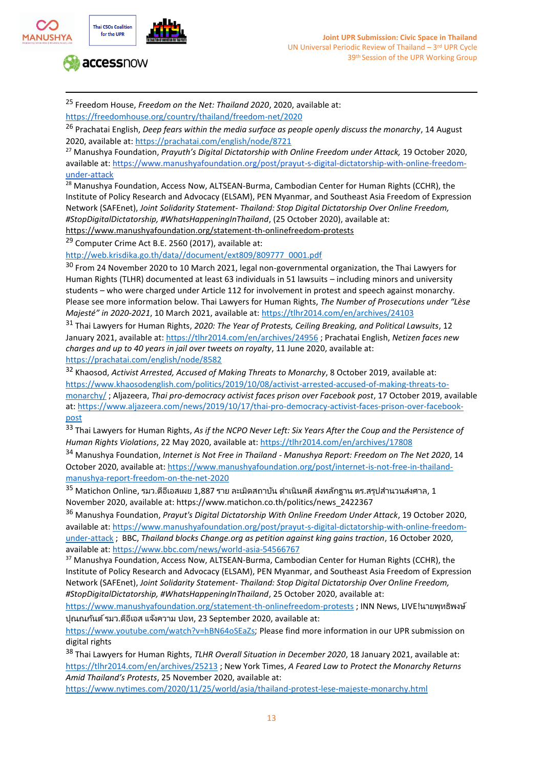[25] Freedom House, *Freedom on the Net: Thailand 2020*, 2020, available at: https://freedomhouse.org/country/thailand/freedom-net/2020

[26] Prachatai English, *Deep fears within the media surface as people openly discuss the monarchy*, 14 August 2020, available at: https://prachatai.com/english/node/8721

[27] Manushya Foundation, *Prayuth's Digital Dictatorship with Online Freedom under Attack,* 19 October 2020, available at: https://www.manushyafoundation.org/post/prayut-s-digital-dictatorship-with-online-freedom-under-attack

[28] Manushya Foundation, Access Now, ALTSEAN-Burma, Cambodian Center for Human Rights (CCHR), the Institute of Policy Research and Advocacy (ELSAM), PEN Myanmar, and Southeast Asia Freedom of Expression Network (SAFEnet), *Joint Solidarity Statement- Thailand: Stop Digital Dictatorship Over Online Freedom, #StopDigitalDictatorship, #WhatsHappeningInThailand*, (25 October 2020), available at: https://www.manushyafoundation.org/statement-th-onlinefreedom-protests

[29] Computer Crime Act B.E. 2560 (2017), available at: http://web.krisdika.go.th/data//document/ext809/809777_0001.pdf

[30] From 24 November 2020 to 10 March 2021, legal non-governmental organization, the Thai Lawyers for Human Rights (TLHR) documented at least 63 individuals in 51 lawsuits – including minors and university students – who were charged under Article 112 for involvement in protest and speech against monarchy. Please see more information below. Thai Lawyers for Human Rights, *The Number of Prosecutions under "Lèse Majesté" in 2020-2021*, 10 March 2021, available at: https://tlhr2014.com/en/archives/24103

[31] Thai Lawyers for Human Rights, *2020: The Year of Protests, Ceiling Breaking, and Political Lawsuits*, 12 January 2021, available at: https://tlhr2014.com/en/archives/24956 ; Prachatai English, *Netizen faces new charges and up to 40 years in jail over tweets on royalty*, 11 June 2020, available at: https://prachatai.com/english/node/8582

[32] Khaosod, *Activist Arrested, Accused of Making Threats to Monarchy*, 8 October 2019, available at: https://www.khaosodenglish.com/politics/2019/10/08/activist-arrested-accused-of-making-threats-to-monarchy/ ; Aljazeera, *Thai pro-democracy activist faces prison over Facebook post*, 17 October 2019, available at: https://www.aljazeera.com/news/2019/10/17/thai-pro-democracy-activist-faces-prison-over-facebook-post

[33] Thai Lawyers for Human Rights, *As if the NCPO Never Left: Six Years After the Coup and the Persistence of Human Rights Violations*, 22 May 2020, available at: https://tlhr2014.com/en/archives/17808

[34] Manushya Foundation, *Internet is Not Free in Thailand - Manushya Report: Freedom on The Net 2020*, 14 October 2020, available at: https://www.manushyafoundation.org/post/internet-is-not-free-in-thailand-manushya-report-freedom-on-the-net-2020

[35] Matichon Online, รมว.ดีอีเอสเผย 1,887 ราย ละเมิดสถาบัน ดำเนินคดี ส่งหลักฐาน ตร.สรุปสำนวนส่งศาล, 1 November 2020, available at: https://www.matichon.co.th/politics/news_2422367

[36] Manushya Foundation, *Prayut's Digital Dictatorship With Online Freedom Under Attack*, 19 October 2020, available at: https://www.manushyafoundation.org/post/prayut-s-digital-dictatorship-with-online-freedom-under-attack ; BBC, *Thailand blocks Change.org as petition against king gains traction*, 16 October 2020, available at: https://www.bbc.com/news/world-asia-54566767

[37] Manushya Foundation, Access Now, ALTSEAN-Burma, Cambodian Center for Human Rights (CCHR), the Institute of Policy Research and Advocacy (ELSAM), PEN Myanmar, and Southeast Asia Freedom of Expression Network (SAFEnet), *Joint Solidarity Statement- Thailand: Stop Digital Dictatorship Over Online Freedom, #StopDigitalDictatorship, #WhatsHappeningInThailand*, 25 October 2020, available at: https://www.manushyafoundation.org/statement-th-onlinefreedom-protests ; INN News, LIVE!นายพุทธิพงษ์ ปุณณกันต์ รมว.ดีอีเอส แจ้งความ ปอท, 23 September 2020, available at: https://www.youtube.com/watch?v=hBN64oSEaZs; Please find more information in our UPR submission on digital rights

[38] Thai Lawyers for Human Rights, *TLHR Overall Situation in December 2020*, 18 January 2021, available at: https://tlhr2014.com/en/archives/25213 ; New York Times, *A Feared Law to Protect the Monarchy Returns Amid Thailand's Protests*, 25 November 2020, available at: https://www.nytimes.com/2020/11/25/world/asia/thailand-protest-lese-majeste-monarchy.html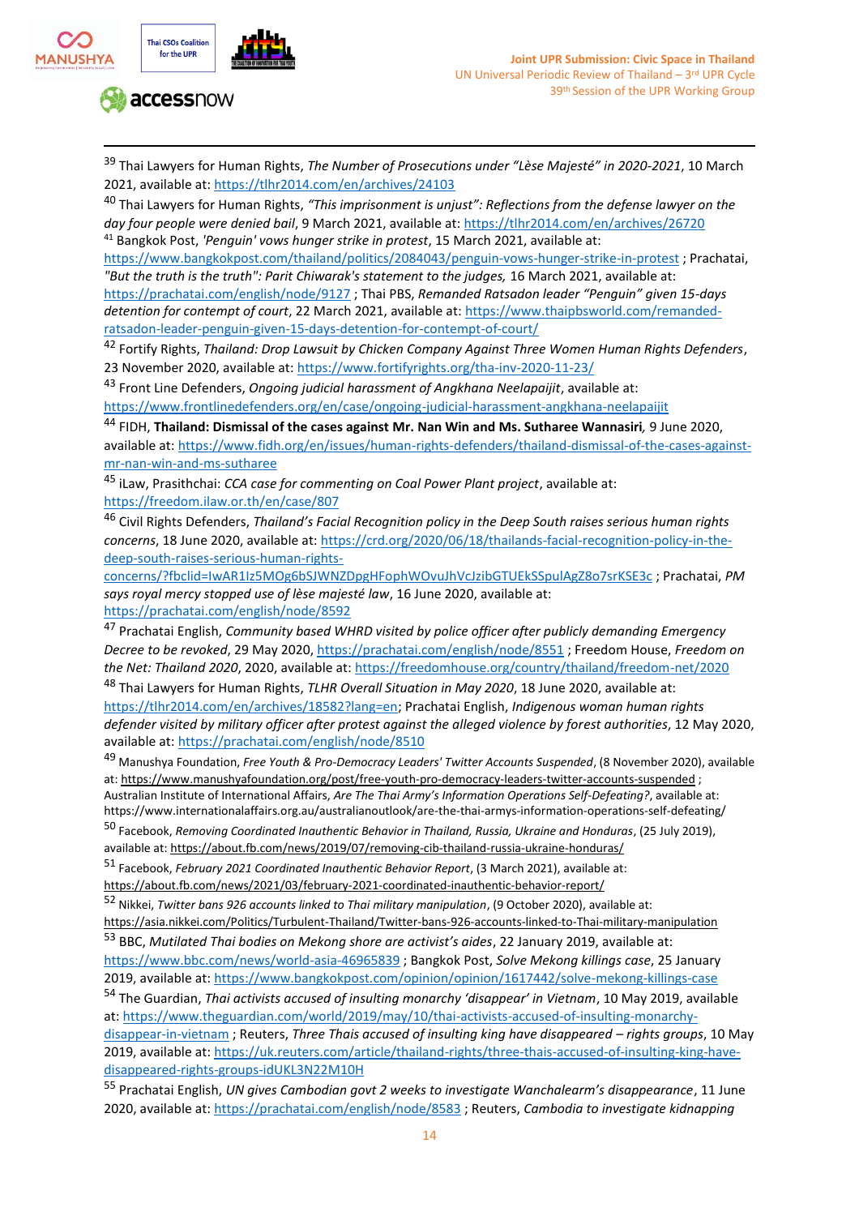[39] Thai Lawyers for Human Rights, *The Number of Prosecutions under "Lèse Majesté" in 2020-2021*, 10 March 2021, available at: https://tlhr2014.com/en/archives/24103

[40] Thai Lawyers for Human Rights, *"This imprisonment is unjust": Reflections from the defense lawyer on the day four people were denied bail*, 9 March 2021, available at: https://tlhr2014.com/en/archives/26720

[41] Bangkok Post, *'Penguin' vows hunger strike in protest*, 15 March 2021, available at: https://www.bangkokpost.com/thailand/politics/2084043/penguin-vows-hunger-strike-in-protest ; Prachatai, *"But the truth is the truth": Parit Chiwarak's statement to the judges,* 16 March 2021, available at: https://prachatai.com/english/node/9127 ; Thai PBS, *Remanded Ratsadon leader "Penguin" given 15-days detention for contempt of court*, 22 March 2021, available at: https://www.thaipbsworld.com/remanded-ratsadon-leader-penguin-given-15-days-detention-for-contempt-of-court/

[42] Fortify Rights, *Thailand: Drop Lawsuit by Chicken Company Against Three Women Human Rights Defenders*, 23 November 2020, available at: https://www.fortifyrights.org/tha-inv-2020-11-23/

[43] Front Line Defenders, *Ongoing judicial harassment of Angkhana Neelapaijit*, available at: https://www.frontlinedefenders.org/en/case/ongoing-judicial-harassment-angkhana-neelapaijit

[44] FIDH, **Thailand: Dismissal of the cases against Mr. Nan Win and Ms. Sutharee Wannasiri***,* 9 June 2020, available at: https://www.fidh.org/en/issues/human-rights-defenders/thailand-dismissal-of-the-cases-against-mr-nan-win-and-ms-sutharee

[45] iLaw, Prasithchai: *CCA case for commenting on Coal Power Plant project*, available at: https://freedom.ilaw.or.th/en/case/807

[46] Civil Rights Defenders, *Thailand's Facial Recognition policy in the Deep South raises serious human rights concerns*, 18 June 2020, available at: https://crd.org/2020/06/18/thailands-facial-recognition-policy-in-the-deep-south-raises-serious-human-rights-concerns/?fbclid=IwAR1Iz5MOg6bSJWNZDpgHFophWOvuJhVcJzibGTUEkSSpulAgZ8o7srKSE3c ; Prachatai, *PM says royal mercy stopped use of lèse majesté law*, 16 June 2020, available at: https://prachatai.com/english/node/8592

[47] Prachatai English, *Community based WHRD visited by police officer after publicly demanding Emergency Decree to be revoked*, 29 May 2020, https://prachatai.com/english/node/8551 ; Freedom House, *Freedom on the Net: Thailand 2020*, 2020, available at: https://freedomhouse.org/country/thailand/freedom-net/2020

[48] Thai Lawyers for Human Rights, *TLHR Overall Situation in May 2020*, 18 June 2020, available at: https://tlhr2014.com/en/archives/18582?lang=en; Prachatai English, *Indigenous woman human rights defender visited by military officer after protest against the alleged violence by forest authorities*, 12 May 2020, available at: https://prachatai.com/english/node/8510

[49] Manushya Foundation, *Free Youth & Pro-Democracy Leaders' Twitter Accounts Suspended*, (8 November 2020), available at: https://www.manushyafoundation.org/post/free-youth-pro-democracy-leaders-twitter-accounts-suspended ; Australian Institute of International Affairs, *Are The Thai Army's Information Operations Self-Defeating?*, available at: https://www.internationalaffairs.org.au/australianoutlook/are-the-thai-armys-information-operations-self-defeating/

[50] Facebook, *Removing Coordinated Inauthentic Behavior in Thailand, Russia, Ukraine and Honduras*, (25 July 2019), available at: https://about.fb.com/news/2019/07/removing-cib-thailand-russia-ukraine-honduras/

[51] Facebook, *February 2021 Coordinated Inauthentic Behavior Report*, (3 March 2021), available at: https://about.fb.com/news/2021/03/february-2021-coordinated-inauthentic-behavior-report/

[52] Nikkei, *Twitter bans 926 accounts linked to Thai military manipulation*, (9 October 2020), available at: https://asia.nikkei.com/Politics/Turbulent-Thailand/Twitter-bans-926-accounts-linked-to-Thai-military-manipulation

[53] BBC, *Mutilated Thai bodies on Mekong shore are activist's aides*, 22 January 2019, available at: https://www.bbc.com/news/world-asia-46965839 ; Bangkok Post, *Solve Mekong killings case*, 25 January 2019, available at: https://www.bangkokpost.com/opinion/opinion/1617442/solve-mekong-killings-case

[54] The Guardian, *Thai activists accused of insulting monarchy 'disappear' in Vietnam*, 10 May 2019, available at: https://www.theguardian.com/world/2019/may/10/thai-activists-accused-of-insulting-monarchy-disappear-in-vietnam ; Reuters, *Three Thais accused of insulting king have disappeared – rights groups*, 10 May 2019, available at: https://uk.reuters.com/article/thailand-rights/three-thais-accused-of-insulting-king-have-disappeared-rights-groups-idUKL3N22M10H

[55] Prachatai English, *UN gives Cambodian govt 2 weeks to investigate Wanchalearm's disappearance*, 11 June 2020, available at: https://prachatai.com/english/node/8583 ; Reuters, *Cambodia to investigate kidnapping*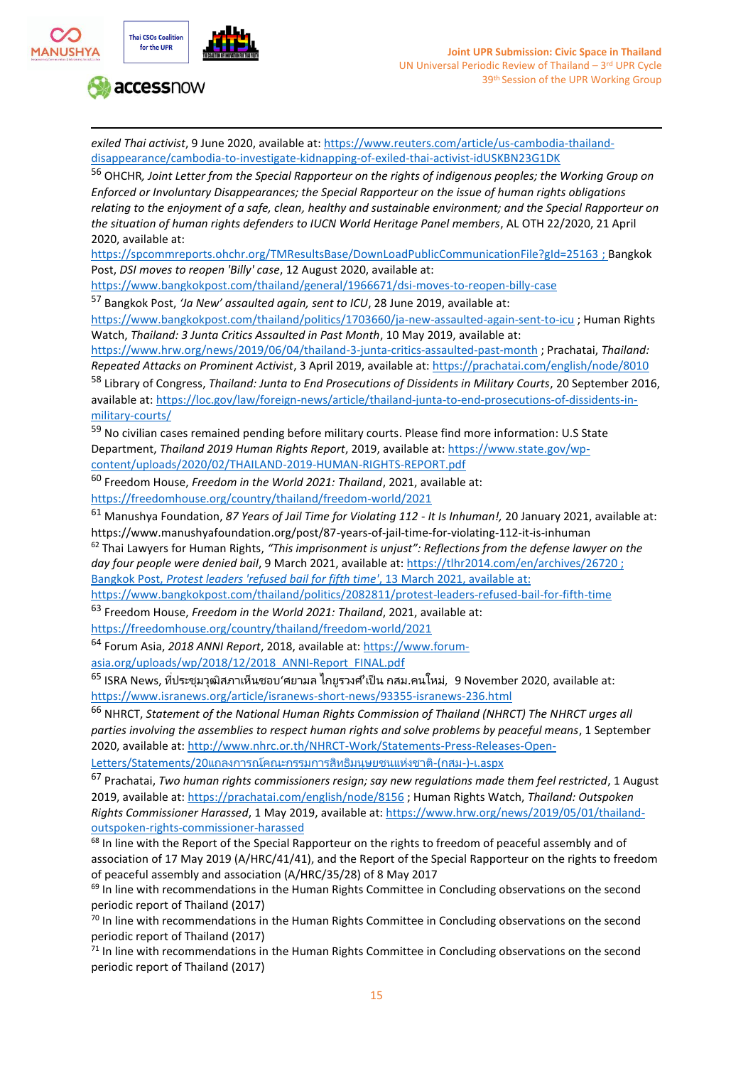*exiled Thai activist*, 9 June 2020, available at: https://www.reuters.com/article/us-cambodia-thailand-disappearance/cambodia-to-investigate-kidnapping-of-exiled-thai-activist-idUSKBN23G1DK

[56] OHCHR, *Joint Letter from the Special Rapporteur on the rights of indigenous peoples; the Working Group on Enforced or Involuntary Disappearances; the Special Rapporteur on the issue of human rights obligations relating to the enjoyment of a safe, clean, healthy and sustainable environment; and the Special Rapporteur on the situation of human rights defenders to IUCN World Heritage Panel members*, AL OTH 22/2020, 21 April 2020, available at: https://spcommreports.ohchr.org/TMResultsBase/DownLoadPublicCommunicationFile?gId=25163 ; Bangkok Post, *DSI moves to reopen 'Billy' case*, 12 August 2020, available at: https://www.bangkokpost.com/thailand/general/1966671/dsi-moves-to-reopen-billy-case

[57] Bangkok Post, *'Ja New' assaulted again, sent to ICU*, 28 June 2019, available at: https://www.bangkokpost.com/thailand/politics/1703660/ja-new-assaulted-again-sent-to-icu ; Human Rights Watch, *Thailand: 3 Junta Critics Assaulted in Past Month*, 10 May 2019, available at: https://www.hrw.org/news/2019/06/04/thailand-3-junta-critics-assaulted-past-month ; Prachatai, *Thailand: Repeated Attacks on Prominent Activist*, 3 April 2019, available at: https://prachatai.com/english/node/8010

[58] Library of Congress, *Thailand: Junta to End Prosecutions of Dissidents in Military Courts*, 20 September 2016, available at: https://loc.gov/law/foreign-news/article/thailand-junta-to-end-prosecutions-of-dissidents-in-military-courts/

[59] No civilian cases remained pending before military courts. Please find more information: U.S State Department, *Thailand 2019 Human Rights Report*, 2019, available at: https://www.state.gov/wp-content/uploads/2020/02/THAILAND-2019-HUMAN-RIGHTS-REPORT.pdf

[60] Freedom House, *Freedom in the World 2021: Thailand*, 2021, available at: https://freedomhouse.org/country/thailand/freedom-world/2021

[61] Manushya Foundation, *87 Years of Jail Time for Violating 112 - It Is Inhuman!*, 20 January 2021, available at: https://www.manushyafoundation.org/post/87-years-of-jail-time-for-violating-112-it-is-inhuman

[62] Thai Lawyers for Human Rights, *"This imprisonment is unjust": Reflections from the defense lawyer on the day four people were denied bail*, 9 March 2021, available at: https://tlhr2014.com/en/archives/26720 ; Bangkok Post, *Protest leaders 'refused bail for fifth time'*, 13 March 2021, available at: https://www.bangkokpost.com/thailand/politics/2082811/protest-leaders-refused-bail-for-fifth-time

[63] Freedom House, *Freedom in the World 2021: Thailand*, 2021, available at: https://freedomhouse.org/country/thailand/freedom-world/2021

[64] Forum Asia, *2018 ANNI Report*, 2018, available at: https://www.forum-asia.org/uploads/wp/2018/12/2018_ANNI-Report_FINAL.pdf

[65] ISRA News, ที่ประชุมวุฒิสภาเห็นชอบ'ศยามล ไกยูรวงศ์'เป็น กสม.คนใหม่, 9 November 2020, available at: https://www.isranews.org/article/isranews-short-news/93355-isranews-236.html

[66] NHRCT, *Statement of the National Human Rights Commission of Thailand (NHRCT) The NHRCT urges all parties involving the assemblies to respect human rights and solve problems by peaceful means*, 1 September 2020, available at: http://www.nhrc.or.th/NHRCT-Work/Statements-Press-Releases-Open-Letters/Statements/20แถลงการณ์คณะกรรมการสิทธิมนุษยชนแห่งชาติ-(กสม-)-เ.aspx

[67] Prachatai, *Two human rights commissioners resign; say new regulations made them feel restricted*, 1 August 2019, available at: https://prachatai.com/english/node/8156 ; Human Rights Watch, *Thailand: Outspoken Rights Commissioner Harassed*, 1 May 2019, available at: https://www.hrw.org/news/2019/05/01/thailand-outspoken-rights-commissioner-harassed

[68] In line with the Report of the Special Rapporteur on the rights to freedom of peaceful assembly and of association of 17 May 2019 (A/HRC/41/41), and the Report of the Special Rapporteur on the rights to freedom of peaceful assembly and association (A/HRC/35/28) of 8 May 2017

[69] In line with recommendations in the Human Rights Committee in Concluding observations on the second periodic report of Thailand (2017)

[70] In line with recommendations in the Human Rights Committee in Concluding observations on the second periodic report of Thailand (2017)

[71] In line with recommendations in the Human Rights Committee in Concluding observations on the second periodic report of Thailand (2017)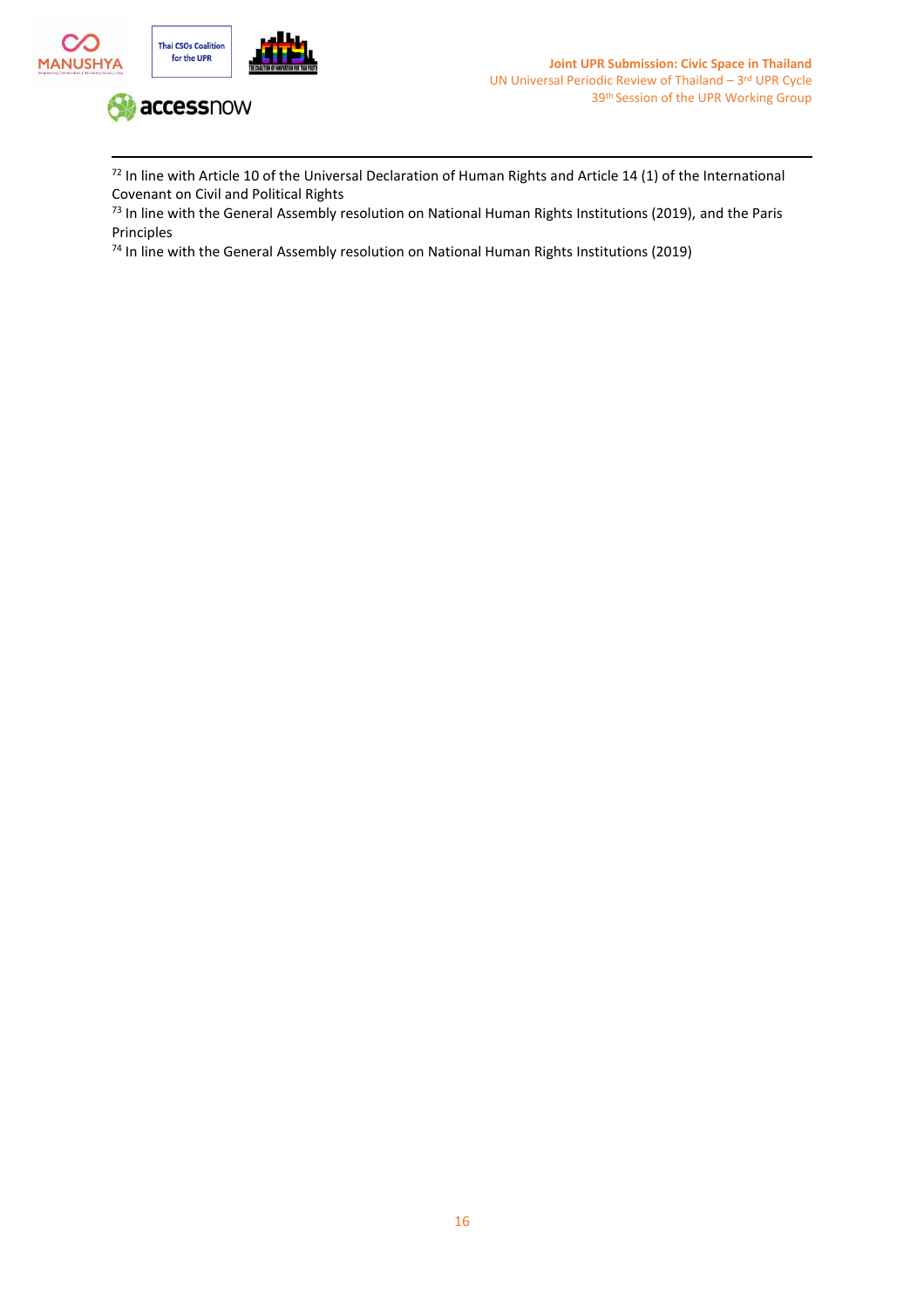[72] In line with Article 10 of the Universal Declaration of Human Rights and Article 14 (1) of the International Covenant on Civil and Political Rights

[73] In line with the General Assembly resolution on National Human Rights Institutions (2019), and the Paris Principles

[74] In line with the General Assembly resolution on National Human Rights Institutions (2019)